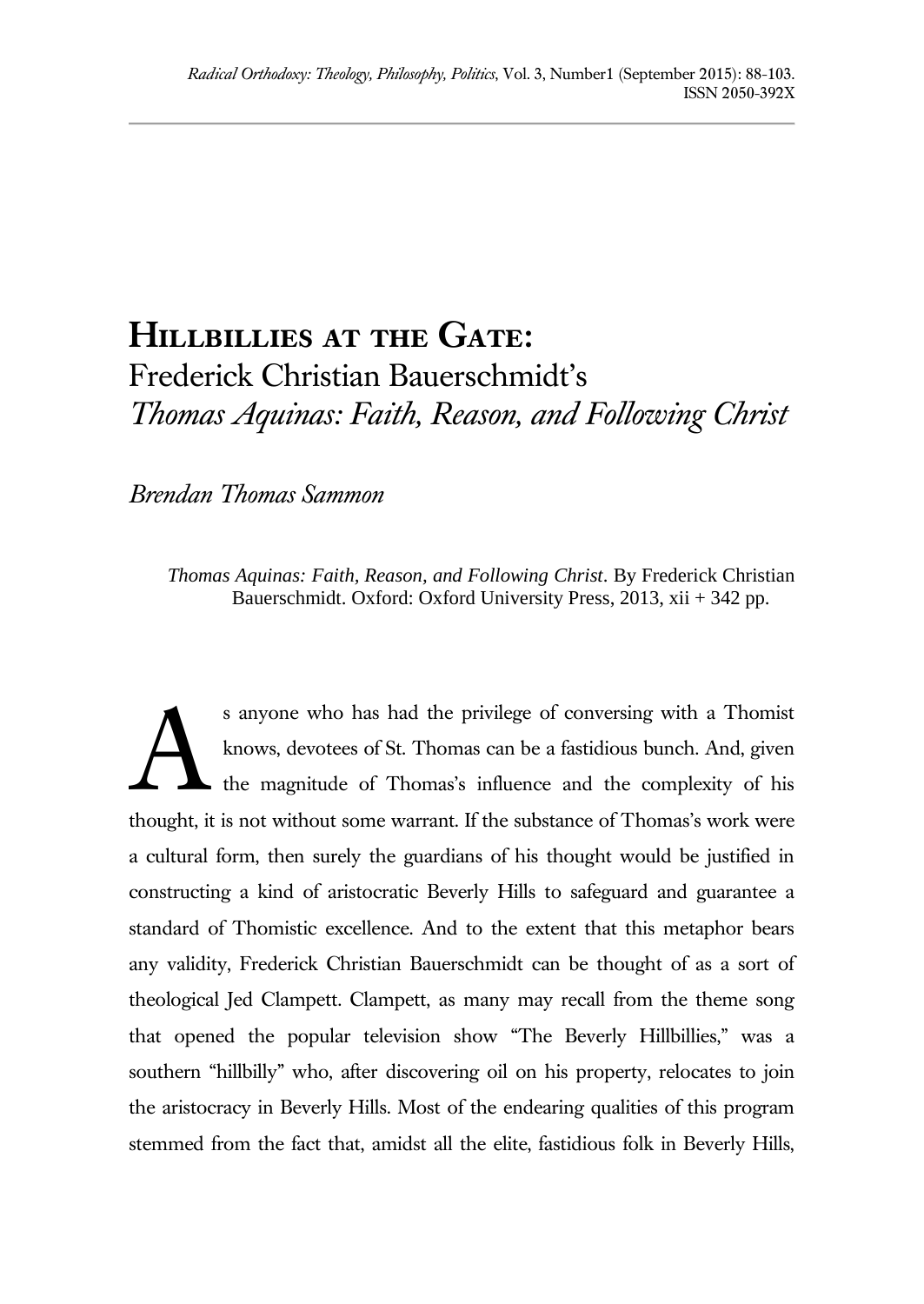# Hillbillies at the Gate:
## Frederick Christian Bauerschmidt's *Thomas Aquinas: Faith, Reason, and Following Christ*

*Brendan Thomas Sammon*

*Thomas Aquinas: Faith, Reason, and Following Christ*. By Frederick Christian Bauerschmidt. Oxford: Oxford University Press, 2013, xii + 342 pp.

As anyone who has had the privilege of conversing with a Thomist knows, devotees of St. Thomas can be a fastidious bunch. And, given the magnitude of Thomas's influence and the complexity of his thought, it is not without some warrant. If the substance of Thomas's work were a cultural form, then surely the guardians of his thought would be justified in constructing a kind of aristocratic Beverly Hills to safeguard and guarantee a standard of Thomistic excellence. And to the extent that this metaphor bears any validity, Frederick Christian Bauerschmidt can be thought of as a sort of theological Jed Clampett. Clampett, as many may recall from the theme song that opened the popular television show "The Beverly Hillbillies," was a southern "hillbilly" who, after discovering oil on his property, relocates to join the aristocracy in Beverly Hills. Most of the endearing qualities of this program stemmed from the fact that, amidst all the elite, fastidious folk in Beverly Hills,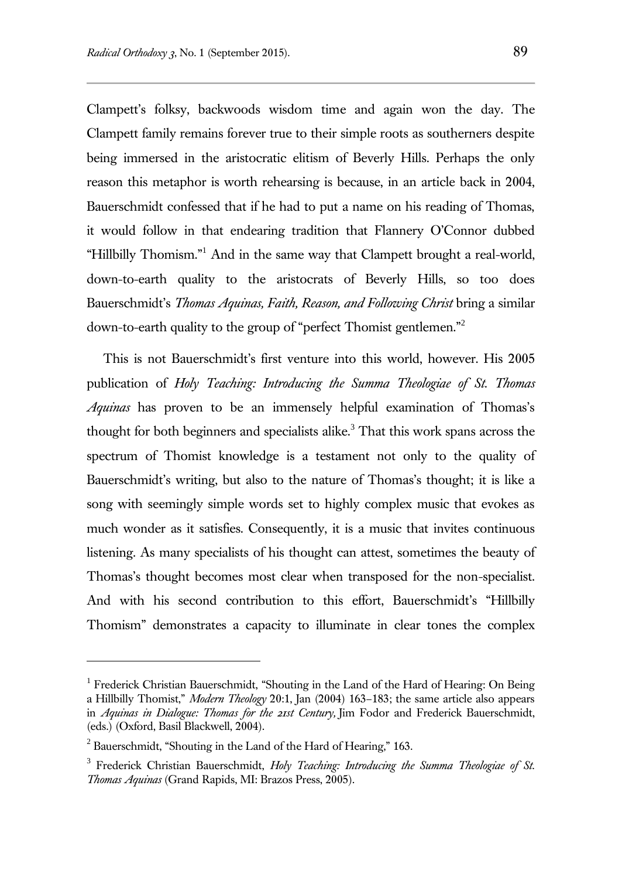Clampett's folksy, backwoods wisdom time and again won the day. The Clampett family remains forever true to their simple roots as southerners despite being immersed in the aristocratic elitism of Beverly Hills. Perhaps the only reason this metaphor is worth rehearsing is because, in an article back in 2004, Bauerschmidt confessed that if he had to put a name on his reading of Thomas, it would follow in that endearing tradition that Flannery O'Connor dubbed "Hillbilly Thomism."[1] And in the same way that Clampett brought a real-world, down-to-earth quality to the aristocrats of Beverly Hills, so too does Bauerschmidt's *Thomas Aquinas, Faith, Reason, and Following Christ* bring a similar down-to-earth quality to the group of "perfect Thomist gentlemen."[2]

This is not Bauerschmidt's first venture into this world, however. His 2005 publication of *Holy Teaching: Introducing the Summa Theologiae of St. Thomas Aquinas* has proven to be an immensely helpful examination of Thomas's thought for both beginners and specialists alike.[3] That this work spans across the spectrum of Thomist knowledge is a testament not only to the quality of Bauerschmidt's writing, but also to the nature of Thomas's thought; it is like a song with seemingly simple words set to highly complex music that evokes as much wonder as it satisfies. Consequently, it is a music that invites continuous listening. As many specialists of his thought can attest, sometimes the beauty of Thomas's thought becomes most clear when transposed for the non-specialist. And with his second contribution to this effort, Bauerschmidt's "Hillbilly Thomism" demonstrates a capacity to illuminate in clear tones the complex

---

[1] Frederick Christian Bauerschmidt, "Shouting in the Land of the Hard of Hearing: On Being a Hillbilly Thomist," *Modern Theology* 20:1, Jan (2004) 163–183; the same article also appears in *Aquinas in Dialogue: Thomas for the 21st Century,* Jim Fodor and Frederick Bauerschmidt, (eds.) (Oxford, Basil Blackwell, 2004).

[2] Bauerschmidt, "Shouting in the Land of the Hard of Hearing," 163.

[3] Frederick Christian Bauerschmidt, *Holy Teaching: Introducing the Summa Theologiae of St. Thomas Aquinas* (Grand Rapids, MI: Brazos Press, 2005).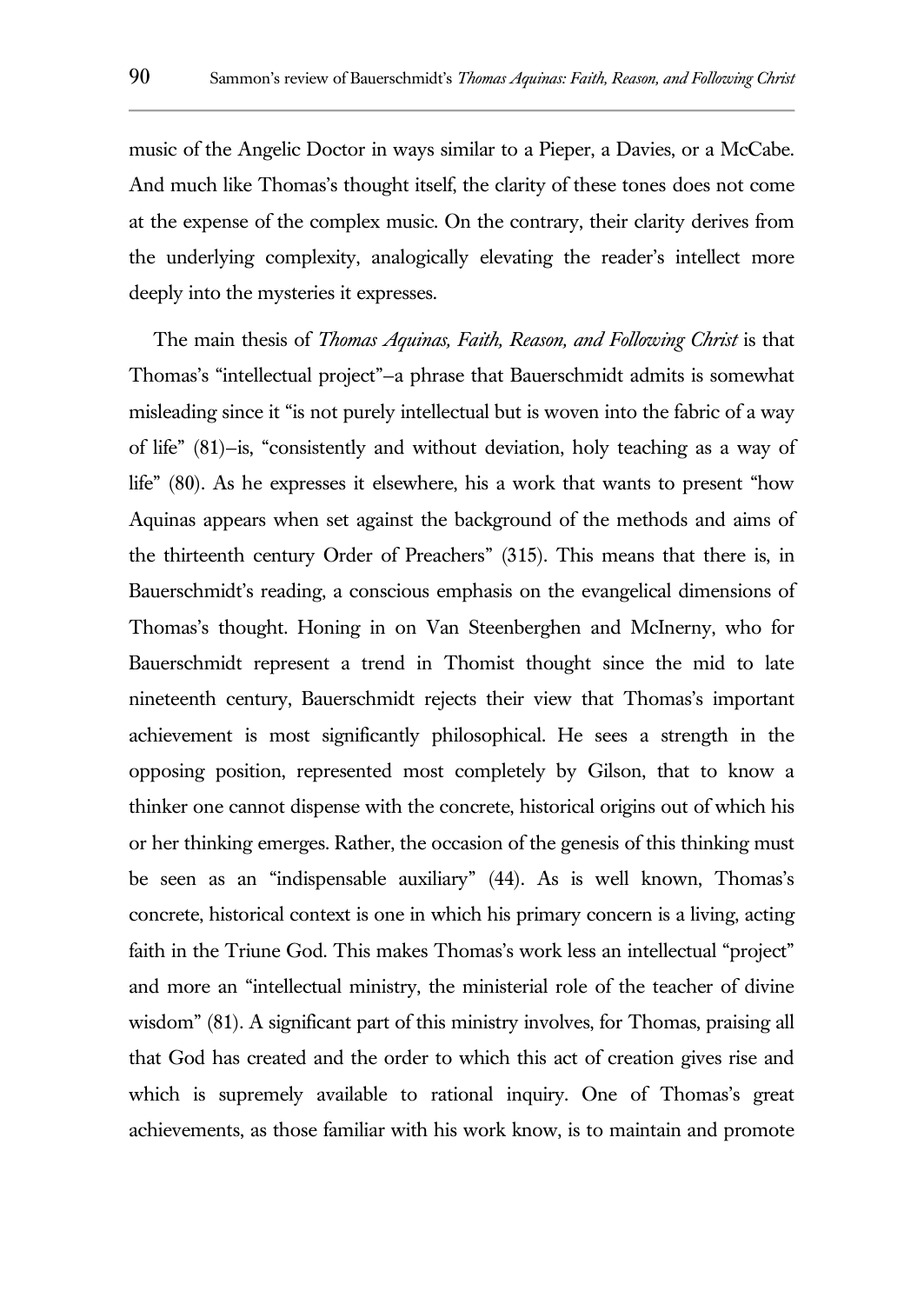music of the Angelic Doctor in ways similar to a Pieper, a Davies, or a McCabe. And much like Thomas's thought itself, the clarity of these tones does not come at the expense of the complex music. On the contrary, their clarity derives from the underlying complexity, analogically elevating the reader's intellect more deeply into the mysteries it expresses.

The main thesis of *Thomas Aquinas, Faith, Reason, and Following Christ* is that Thomas's "intellectual project"–a phrase that Bauerschmidt admits is somewhat misleading since it "is not purely intellectual but is woven into the fabric of a way of life" (81)–is, "consistently and without deviation, holy teaching as a way of life" (80). As he expresses it elsewhere, his a work that wants to present "how Aquinas appears when set against the background of the methods and aims of the thirteenth century Order of Preachers" (315). This means that there is, in Bauerschmidt's reading, a conscious emphasis on the evangelical dimensions of Thomas's thought. Honing in on Van Steenberghen and McInerny, who for Bauerschmidt represent a trend in Thomist thought since the mid to late nineteenth century, Bauerschmidt rejects their view that Thomas's important achievement is most significantly philosophical. He sees a strength in the opposing position, represented most completely by Gilson, that to know a thinker one cannot dispense with the concrete, historical origins out of which his or her thinking emerges. Rather, the occasion of the genesis of this thinking must be seen as an "indispensable auxiliary" (44). As is well known, Thomas's concrete, historical context is one in which his primary concern is a living, acting faith in the Triune God. This makes Thomas's work less an intellectual "project" and more an "intellectual ministry, the ministerial role of the teacher of divine wisdom" (81). A significant part of this ministry involves, for Thomas, praising all that God has created and the order to which this act of creation gives rise and which is supremely available to rational inquiry. One of Thomas's great achievements, as those familiar with his work know, is to maintain and promote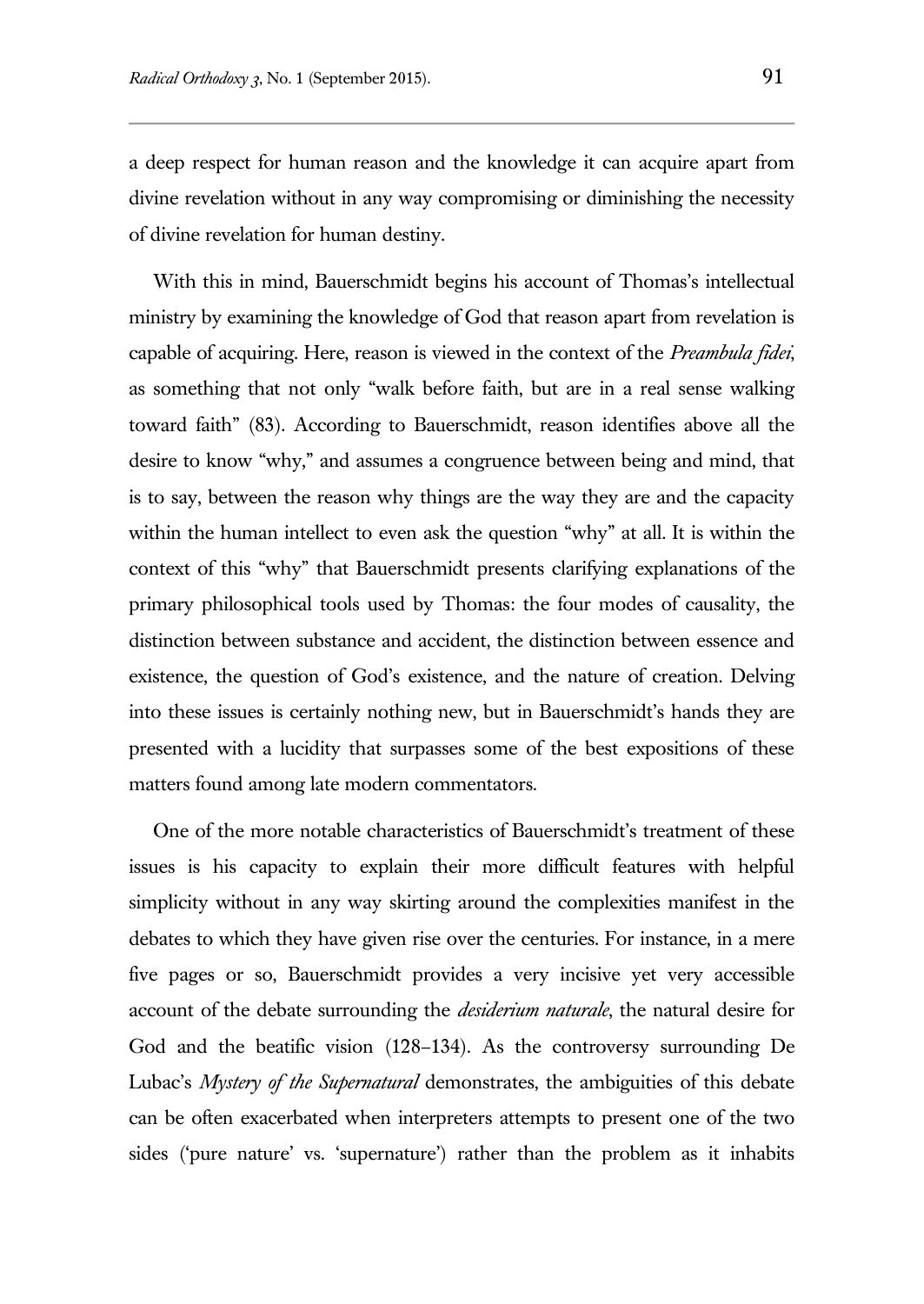a deep respect for human reason and the knowledge it can acquire apart from divine revelation without in any way compromising or diminishing the necessity of divine revelation for human destiny.

With this in mind, Bauerschmidt begins his account of Thomas's intellectual ministry by examining the knowledge of God that reason apart from revelation is capable of acquiring. Here, reason is viewed in the context of the *Preambula fidei*, as something that not only "walk before faith, but are in a real sense walking toward faith" (83). According to Bauerschmidt, reason identifies above all the desire to know "why," and assumes a congruence between being and mind, that is to say, between the reason why things are the way they are and the capacity within the human intellect to even ask the question "why" at all. It is within the context of this "why" that Bauerschmidt presents clarifying explanations of the primary philosophical tools used by Thomas: the four modes of causality, the distinction between substance and accident, the distinction between essence and existence, the question of God's existence, and the nature of creation. Delving into these issues is certainly nothing new, but in Bauerschmidt's hands they are presented with a lucidity that surpasses some of the best expositions of these matters found among late modern commentators.

One of the more notable characteristics of Bauerschmidt's treatment of these issues is his capacity to explain their more difficult features with helpful simplicity without in any way skirting around the complexities manifest in the debates to which they have given rise over the centuries. For instance, in a mere five pages or so, Bauerschmidt provides a very incisive yet very accessible account of the debate surrounding the *desiderium naturale*, the natural desire for God and the beatific vision (128–134). As the controversy surrounding De Lubac's *Mystery of the Supernatural* demonstrates, the ambiguities of this debate can be often exacerbated when interpreters attempts to present one of the two sides ('pure nature' vs. 'supernature') rather than the problem as it inhabits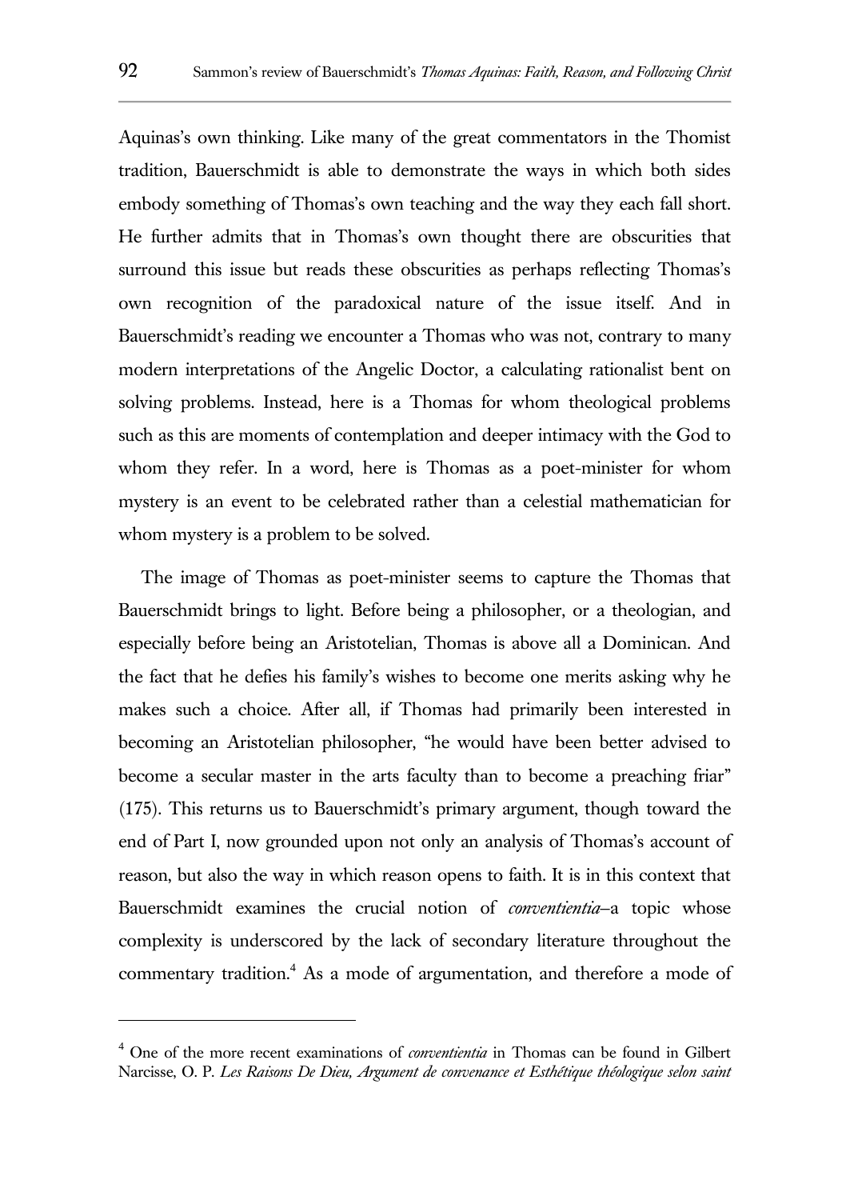Aquinas's own thinking. Like many of the great commentators in the Thomist tradition, Bauerschmidt is able to demonstrate the ways in which both sides embody something of Thomas's own teaching and the way they each fall short. He further admits that in Thomas's own thought there are obscurities that surround this issue but reads these obscurities as perhaps reflecting Thomas's own recognition of the paradoxical nature of the issue itself. And in Bauerschmidt's reading we encounter a Thomas who was not, contrary to many modern interpretations of the Angelic Doctor, a calculating rationalist bent on solving problems. Instead, here is a Thomas for whom theological problems such as this are moments of contemplation and deeper intimacy with the God to whom they refer. In a word, here is Thomas as a poet-minister for whom mystery is an event to be celebrated rather than a celestial mathematician for whom mystery is a problem to be solved.

The image of Thomas as poet-minister seems to capture the Thomas that Bauerschmidt brings to light. Before being a philosopher, or a theologian, and especially before being an Aristotelian, Thomas is above all a Dominican. And the fact that he defies his family's wishes to become one merits asking why he makes such a choice. After all, if Thomas had primarily been interested in becoming an Aristotelian philosopher, "he would have been better advised to become a secular master in the arts faculty than to become a preaching friar" (175). This returns us to Bauerschmidt's primary argument, though toward the end of Part I, now grounded upon not only an analysis of Thomas's account of reason, but also the way in which reason opens to faith. It is in this context that Bauerschmidt examines the crucial notion of *conventientia*–a topic whose complexity is underscored by the lack of secondary literature throughout the commentary tradition.[4] As a mode of argumentation, and therefore a mode of

[4] One of the more recent examinations of *conventientia* in Thomas can be found in Gilbert Narcisse, O. P. *Les Raisons De Dieu, Argument de convenance et Esthétique théologique selon saint*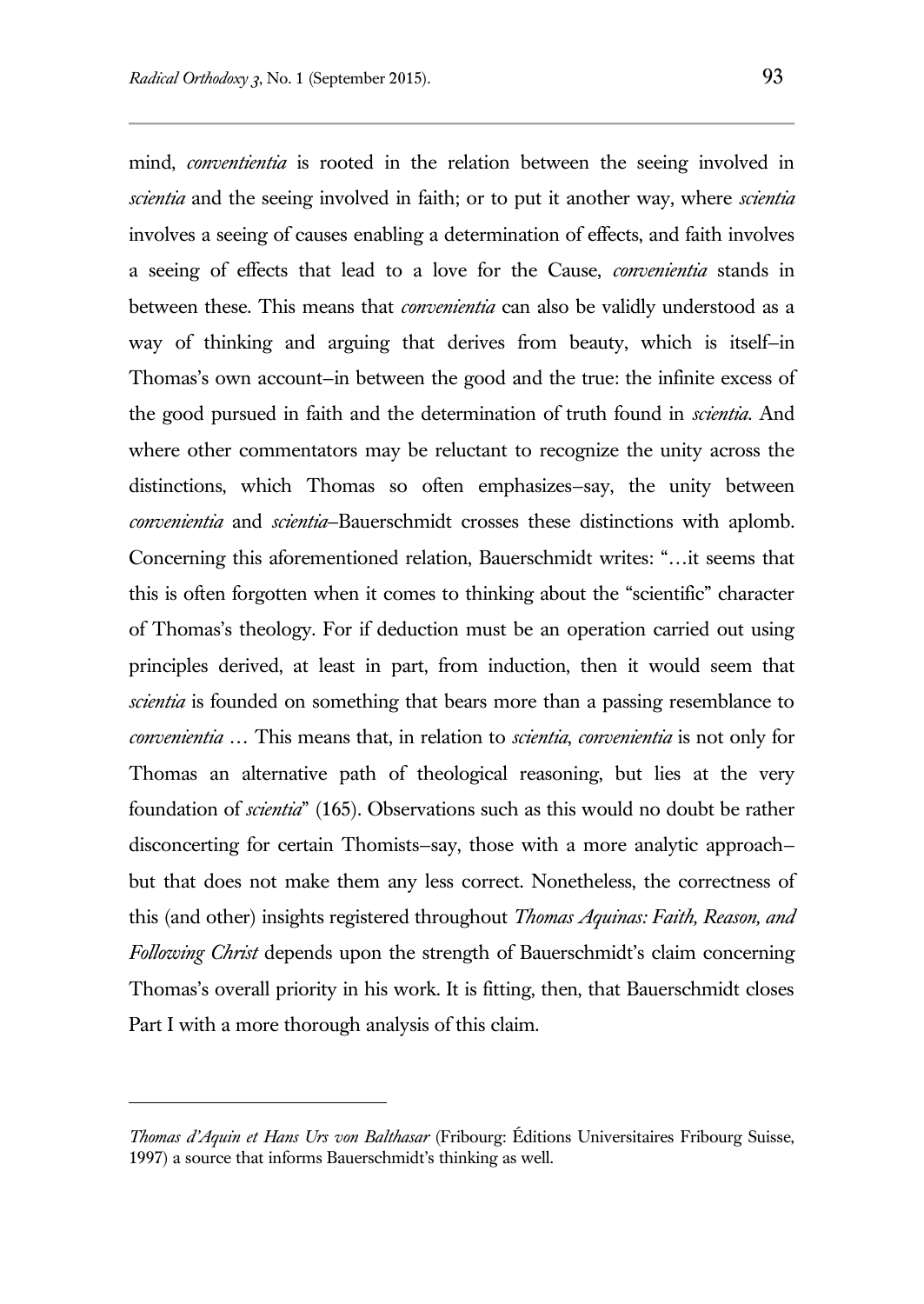mind, *conventientia* is rooted in the relation between the seeing involved in *scientia* and the seeing involved in faith; or to put it another way, where *scientia* involves a seeing of causes enabling a determination of effects, and faith involves a seeing of effects that lead to a love for the Cause, *convenientia* stands in between these. This means that *convenientia* can also be validly understood as a way of thinking and arguing that derives from beauty, which is itself–in Thomas's own account–in between the good and the true: the infinite excess of the good pursued in faith and the determination of truth found in *scientia*. And where other commentators may be reluctant to recognize the unity across the distinctions, which Thomas so often emphasizes–say, the unity between *convenientia* and *scientia*–Bauerschmidt crosses these distinctions with aplomb. Concerning this aforementioned relation, Bauerschmidt writes: "…it seems that this is often forgotten when it comes to thinking about the "scientific" character of Thomas's theology. For if deduction must be an operation carried out using principles derived, at least in part, from induction, then it would seem that *scientia* is founded on something that bears more than a passing resemblance to *convenientia* … This means that, in relation to *scientia*, *convenientia* is not only for Thomas an alternative path of theological reasoning, but lies at the very foundation of *scientia*" (165). Observations such as this would no doubt be rather disconcerting for certain Thomists–say, those with a more analytic approach–but that does not make them any less correct. Nonetheless, the correctness of this (and other) insights registered throughout *Thomas Aquinas: Faith, Reason, and Following Christ* depends upon the strength of Bauerschmidt's claim concerning Thomas's overall priority in his work. It is fitting, then, that Bauerschmidt closes Part I with a more thorough analysis of this claim.

---

*Thomas d'Aquin et Hans Urs von Balthasar* (Fribourg: Éditions Universitaires Fribourg Suisse, 1997) a source that informs Bauerschmidt's thinking as well.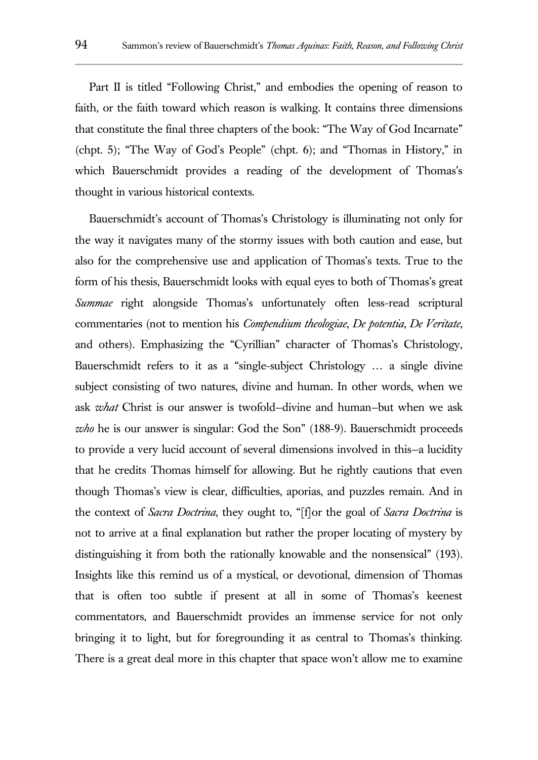Part II is titled "Following Christ," and embodies the opening of reason to faith, or the faith toward which reason is walking. It contains three dimensions that constitute the final three chapters of the book: "The Way of God Incarnate" (chpt. 5); "The Way of God's People" (chpt. 6); and "Thomas in History," in which Bauerschmidt provides a reading of the development of Thomas's thought in various historical contexts.

Bauerschmidt's account of Thomas's Christology is illuminating not only for the way it navigates many of the stormy issues with both caution and ease, but also for the comprehensive use and application of Thomas's texts. True to the form of his thesis, Bauerschmidt looks with equal eyes to both of Thomas's great *Summae* right alongside Thomas's unfortunately often less-read scriptural commentaries (not to mention his *Compendium theologiae*, *De potentia*, *De Veritate*, and others). Emphasizing the "Cyrillian" character of Thomas's Christology, Bauerschmidt refers to it as a "single-subject Christology … a single divine subject consisting of two natures, divine and human. In other words, when we ask *what* Christ is our answer is twofold–divine and human–but when we ask *who* he is our answer is singular: God the Son" (188-9). Bauerschmidt proceeds to provide a very lucid account of several dimensions involved in this–a lucidity that he credits Thomas himself for allowing. But he rightly cautions that even though Thomas's view is clear, difficulties, aporias, and puzzles remain. And in the context of *Sacra Doctrina*, they ought to, "[f]or the goal of *Sacra Doctrina* is not to arrive at a final explanation but rather the proper locating of mystery by distinguishing it from both the rationally knowable and the nonsensical" (193). Insights like this remind us of a mystical, or devotional, dimension of Thomas that is often too subtle if present at all in some of Thomas's keenest commentators, and Bauerschmidt provides an immense service for not only bringing it to light, but for foregrounding it as central to Thomas's thinking. There is a great deal more in this chapter that space won't allow me to examine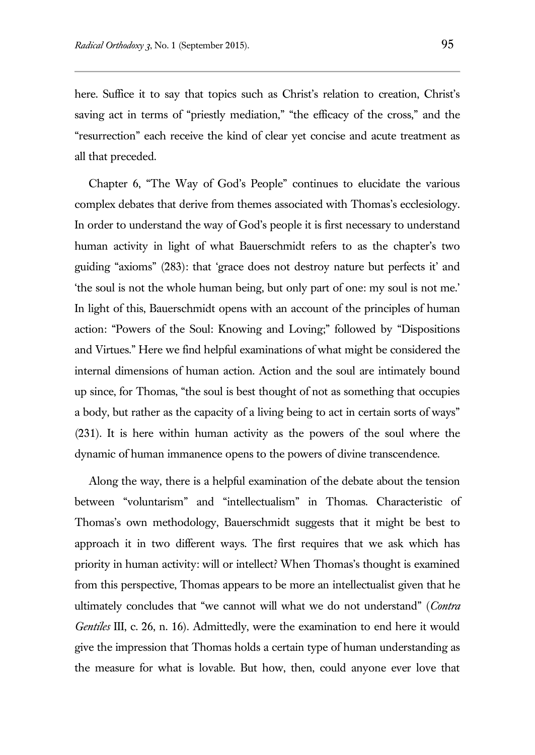here. Suffice it to say that topics such as Christ's relation to creation, Christ's saving act in terms of "priestly mediation," "the efficacy of the cross," and the "resurrection" each receive the kind of clear yet concise and acute treatment as all that preceded.

Chapter 6, "The Way of God's People" continues to elucidate the various complex debates that derive from themes associated with Thomas's ecclesiology. In order to understand the way of God's people it is first necessary to understand human activity in light of what Bauerschmidt refers to as the chapter's two guiding "axioms" (283): that 'grace does not destroy nature but perfects it' and 'the soul is not the whole human being, but only part of one: my soul is not me.' In light of this, Bauerschmidt opens with an account of the principles of human action: "Powers of the Soul: Knowing and Loving;" followed by "Dispositions and Virtues." Here we find helpful examinations of what might be considered the internal dimensions of human action. Action and the soul are intimately bound up since, for Thomas, "the soul is best thought of not as something that occupies a body, but rather as the capacity of a living being to act in certain sorts of ways" (231). It is here within human activity as the powers of the soul where the dynamic of human immanence opens to the powers of divine transcendence.

Along the way, there is a helpful examination of the debate about the tension between "voluntarism" and "intellectualism" in Thomas. Characteristic of Thomas's own methodology, Bauerschmidt suggests that it might be best to approach it in two different ways. The first requires that we ask which has priority in human activity: will or intellect? When Thomas's thought is examined from this perspective, Thomas appears to be more an intellectualist given that he ultimately concludes that "we cannot will what we do not understand" (*Contra Gentiles* III, c. 26, n. 16). Admittedly, were the examination to end here it would give the impression that Thomas holds a certain type of human understanding as the measure for what is lovable. But how, then, could anyone ever love that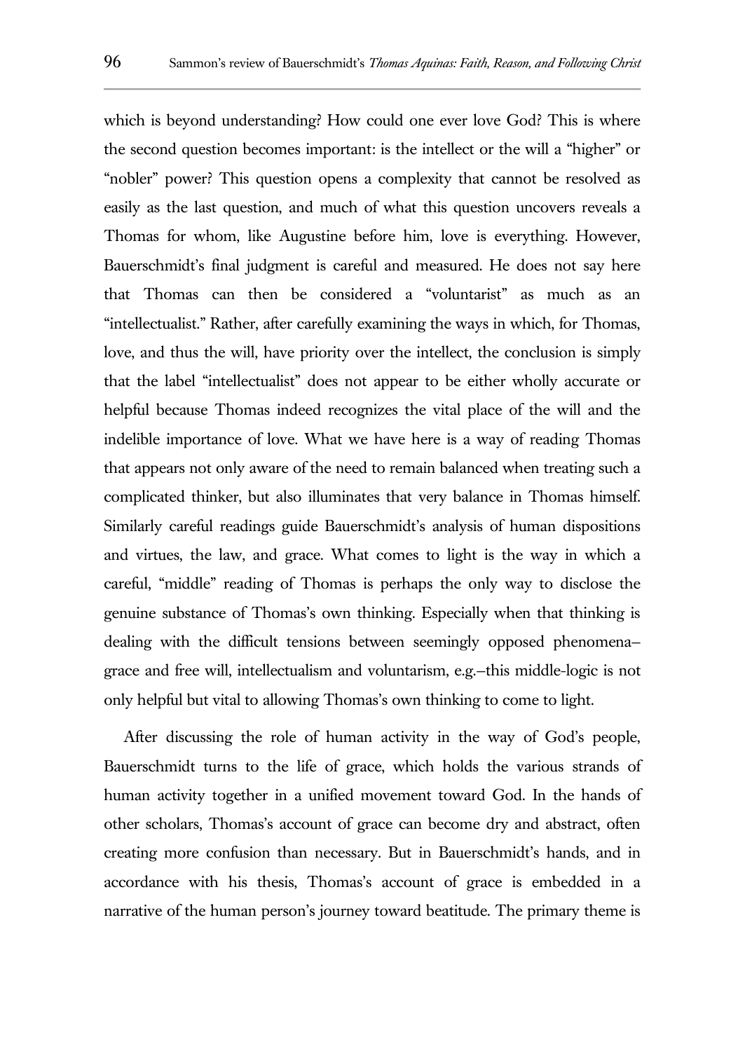which is beyond understanding? How could one ever love God? This is where the second question becomes important: is the intellect or the will a "higher" or "nobler" power? This question opens a complexity that cannot be resolved as easily as the last question, and much of what this question uncovers reveals a Thomas for whom, like Augustine before him, love is everything. However, Bauerschmidt's final judgment is careful and measured. He does not say here that Thomas can then be considered a "voluntarist" as much as an "intellectualist." Rather, after carefully examining the ways in which, for Thomas, love, and thus the will, have priority over the intellect, the conclusion is simply that the label "intellectualist" does not appear to be either wholly accurate or helpful because Thomas indeed recognizes the vital place of the will and the indelible importance of love. What we have here is a way of reading Thomas that appears not only aware of the need to remain balanced when treating such a complicated thinker, but also illuminates that very balance in Thomas himself. Similarly careful readings guide Bauerschmidt's analysis of human dispositions and virtues, the law, and grace. What comes to light is the way in which a careful, "middle" reading of Thomas is perhaps the only way to disclose the genuine substance of Thomas's own thinking. Especially when that thinking is dealing with the difficult tensions between seemingly opposed phenomena–grace and free will, intellectualism and voluntarism, e.g.–this middle-logic is not only helpful but vital to allowing Thomas's own thinking to come to light.

After discussing the role of human activity in the way of God's people, Bauerschmidt turns to the life of grace, which holds the various strands of human activity together in a unified movement toward God. In the hands of other scholars, Thomas's account of grace can become dry and abstract, often creating more confusion than necessary. But in Bauerschmidt's hands, and in accordance with his thesis, Thomas's account of grace is embedded in a narrative of the human person's journey toward beatitude. The primary theme is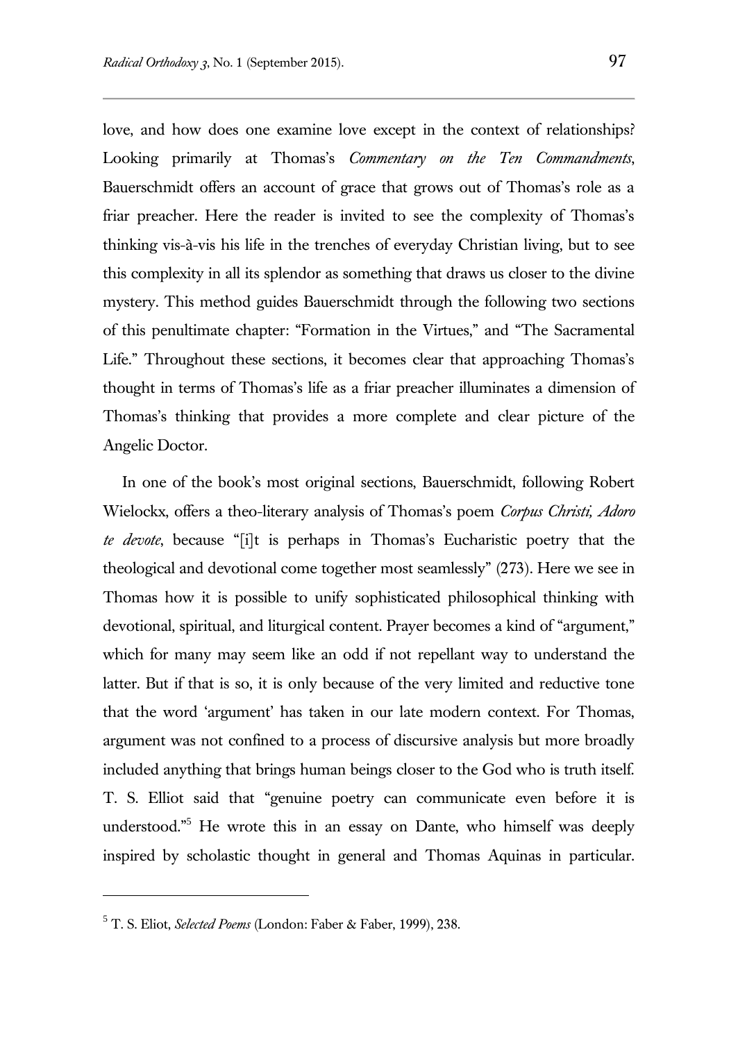love, and how does one examine love except in the context of relationships? Looking primarily at Thomas's *Commentary on the Ten Commandments*, Bauerschmidt offers an account of grace that grows out of Thomas's role as a friar preacher. Here the reader is invited to see the complexity of Thomas's thinking vis-à-vis his life in the trenches of everyday Christian living, but to see this complexity in all its splendor as something that draws us closer to the divine mystery. This method guides Bauerschmidt through the following two sections of this penultimate chapter: "Formation in the Virtues," and "The Sacramental Life." Throughout these sections, it becomes clear that approaching Thomas's thought in terms of Thomas's life as a friar preacher illuminates a dimension of Thomas's thinking that provides a more complete and clear picture of the Angelic Doctor.

In one of the book's most original sections, Bauerschmidt, following Robert Wielockx, offers a theo-literary analysis of Thomas's poem *Corpus Christi, Adoro te devote*, because "[i]t is perhaps in Thomas's Eucharistic poetry that the theological and devotional come together most seamlessly" (273). Here we see in Thomas how it is possible to unify sophisticated philosophical thinking with devotional, spiritual, and liturgical content. Prayer becomes a kind of "argument," which for many may seem like an odd if not repellant way to understand the latter. But if that is so, it is only because of the very limited and reductive tone that the word 'argument' has taken in our late modern context. For Thomas, argument was not confined to a process of discursive analysis but more broadly included anything that brings human beings closer to the God who is truth itself. T. S. Elliot said that "genuine poetry can communicate even before it is understood."[5] He wrote this in an essay on Dante, who himself was deeply inspired by scholastic thought in general and Thomas Aquinas in particular.

---

[5] T. S. Eliot, *Selected Poems* (London: Faber & Faber, 1999), 238.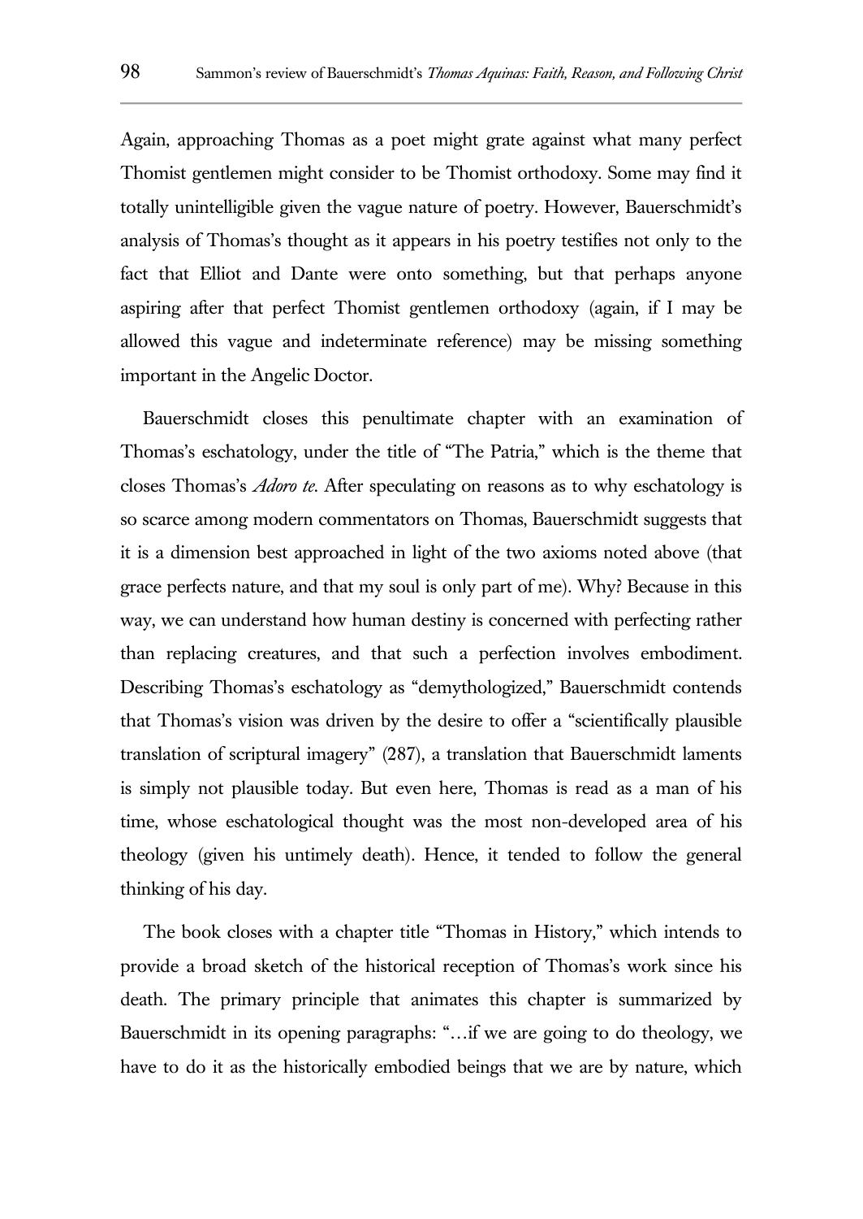Again, approaching Thomas as a poet might grate against what many perfect Thomist gentlemen might consider to be Thomist orthodoxy. Some may find it totally unintelligible given the vague nature of poetry. However, Bauerschmidt's analysis of Thomas's thought as it appears in his poetry testifies not only to the fact that Elliot and Dante were onto something, but that perhaps anyone aspiring after that perfect Thomist gentlemen orthodoxy (again, if I may be allowed this vague and indeterminate reference) may be missing something important in the Angelic Doctor.

Bauerschmidt closes this penultimate chapter with an examination of Thomas's eschatology, under the title of "The Patria," which is the theme that closes Thomas's *Adoro te*. After speculating on reasons as to why eschatology is so scarce among modern commentators on Thomas, Bauerschmidt suggests that it is a dimension best approached in light of the two axioms noted above (that grace perfects nature, and that my soul is only part of me). Why? Because in this way, we can understand how human destiny is concerned with perfecting rather than replacing creatures, and that such a perfection involves embodiment. Describing Thomas's eschatology as "demythologized," Bauerschmidt contends that Thomas's vision was driven by the desire to offer a "scientifically plausible translation of scriptural imagery" (287), a translation that Bauerschmidt laments is simply not plausible today. But even here, Thomas is read as a man of his time, whose eschatological thought was the most non-developed area of his theology (given his untimely death). Hence, it tended to follow the general thinking of his day.

The book closes with a chapter title "Thomas in History," which intends to provide a broad sketch of the historical reception of Thomas's work since his death. The primary principle that animates this chapter is summarized by Bauerschmidt in its opening paragraphs: "…if we are going to do theology, we have to do it as the historically embodied beings that we are by nature, which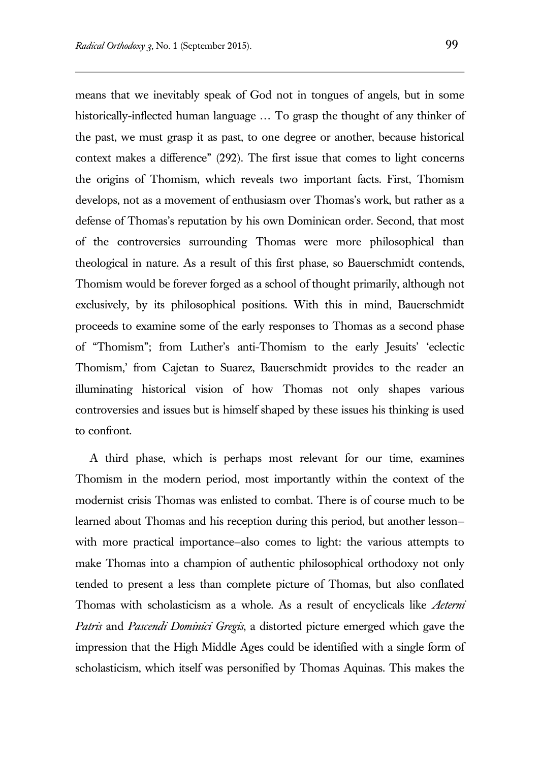means that we inevitably speak of God not in tongues of angels, but in some historically-inflected human language … To grasp the thought of any thinker of the past, we must grasp it as past, to one degree or another, because historical context makes a difference" (292). The first issue that comes to light concerns the origins of Thomism, which reveals two important facts. First, Thomism develops, not as a movement of enthusiasm over Thomas's work, but rather as a defense of Thomas's reputation by his own Dominican order. Second, that most of the controversies surrounding Thomas were more philosophical than theological in nature. As a result of this first phase, so Bauerschmidt contends, Thomism would be forever forged as a school of thought primarily, although not exclusively, by its philosophical positions. With this in mind, Bauerschmidt proceeds to examine some of the early responses to Thomas as a second phase of "Thomism"; from Luther's anti-Thomism to the early Jesuits' 'eclectic Thomism,' from Cajetan to Suarez, Bauerschmidt provides to the reader an illuminating historical vision of how Thomas not only shapes various controversies and issues but is himself shaped by these issues his thinking is used to confront.

A third phase, which is perhaps most relevant for our time, examines Thomism in the modern period, most importantly within the context of the modernist crisis Thomas was enlisted to combat. There is of course much to be learned about Thomas and his reception during this period, but another lesson—with more practical importance—also comes to light: the various attempts to make Thomas into a champion of authentic philosophical orthodoxy not only tended to present a less than complete picture of Thomas, but also conflated Thomas with scholasticism as a whole. As a result of encyclicals like *Aeterni Patris* and *Pascendi Dominici Gregis*, a distorted picture emerged which gave the impression that the High Middle Ages could be identified with a single form of scholasticism, which itself was personified by Thomas Aquinas. This makes the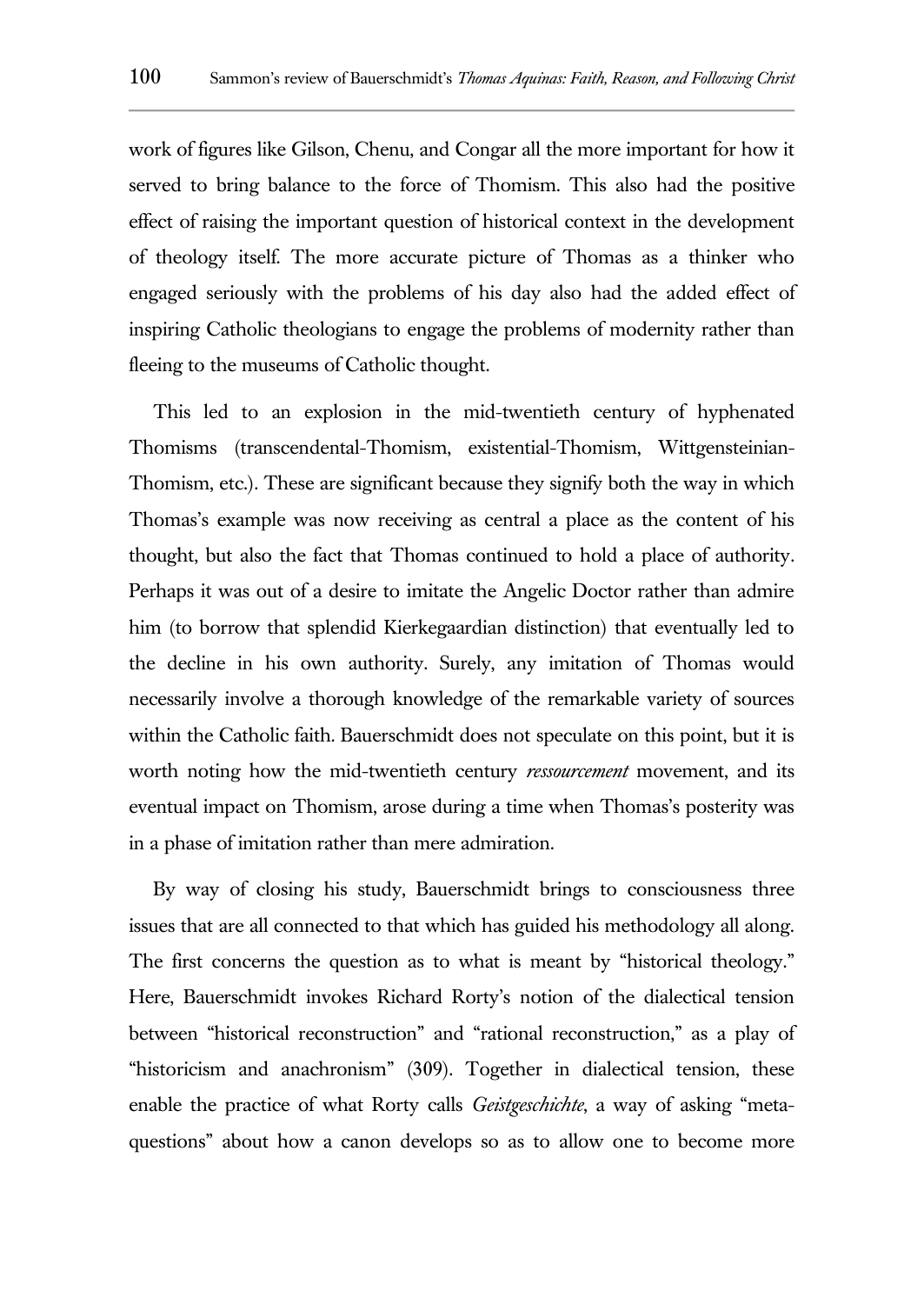work of figures like Gilson, Chenu, and Congar all the more important for how it served to bring balance to the force of Thomism. This also had the positive effect of raising the important question of historical context in the development of theology itself. The more accurate picture of Thomas as a thinker who engaged seriously with the problems of his day also had the added effect of inspiring Catholic theologians to engage the problems of modernity rather than fleeing to the museums of Catholic thought.

This led to an explosion in the mid-twentieth century of hyphenated Thomisms (transcendental-Thomism, existential-Thomism, Wittgensteinian-Thomism, etc.). These are significant because they signify both the way in which Thomas's example was now receiving as central a place as the content of his thought, but also the fact that Thomas continued to hold a place of authority. Perhaps it was out of a desire to imitate the Angelic Doctor rather than admire him (to borrow that splendid Kierkegaardian distinction) that eventually led to the decline in his own authority. Surely, any imitation of Thomas would necessarily involve a thorough knowledge of the remarkable variety of sources within the Catholic faith. Bauerschmidt does not speculate on this point, but it is worth noting how the mid-twentieth century *ressourcement* movement, and its eventual impact on Thomism, arose during a time when Thomas's posterity was in a phase of imitation rather than mere admiration.

By way of closing his study, Bauerschmidt brings to consciousness three issues that are all connected to that which has guided his methodology all along. The first concerns the question as to what is meant by "historical theology." Here, Bauerschmidt invokes Richard Rorty's notion of the dialectical tension between "historical reconstruction" and "rational reconstruction," as a play of "historicism and anachronism" (309). Together in dialectical tension, these enable the practice of what Rorty calls *Geistgeschichte*, a way of asking "meta-questions" about how a canon develops so as to allow one to become more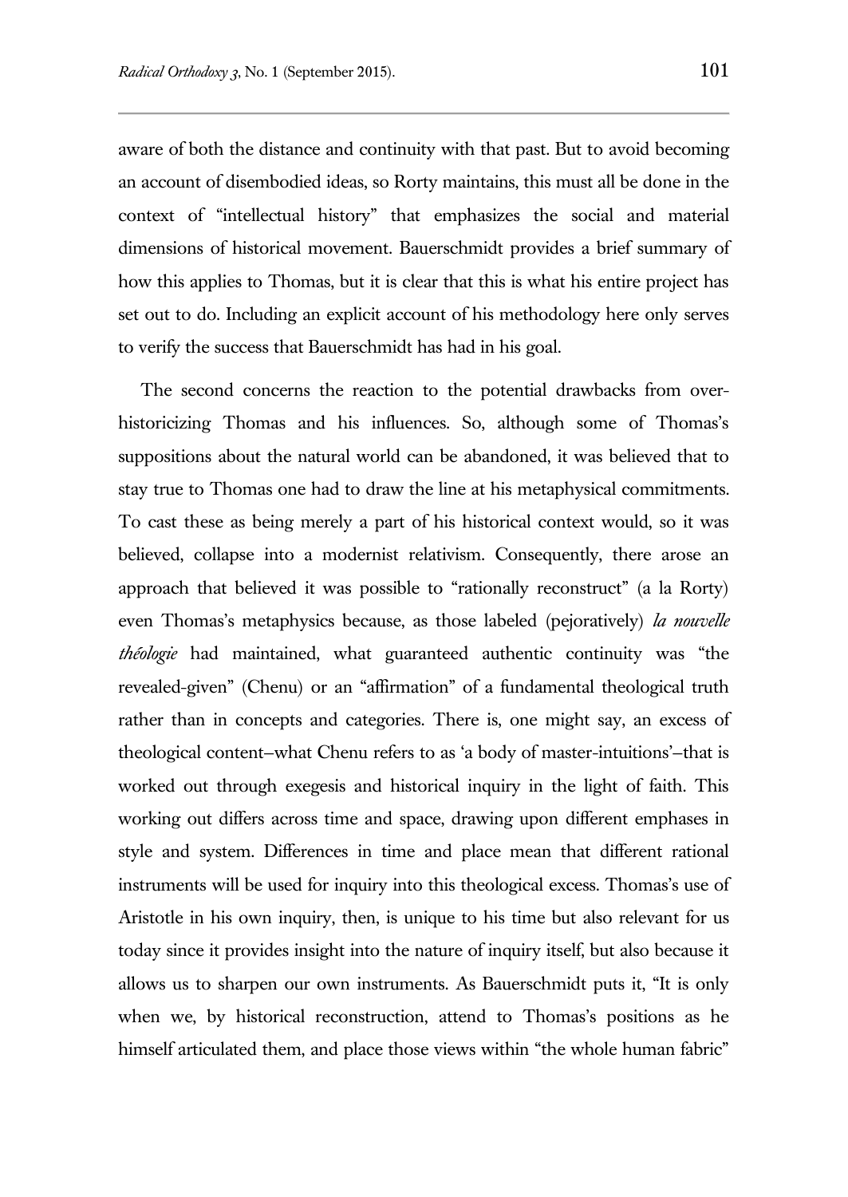aware of both the distance and continuity with that past. But to avoid becoming an account of disembodied ideas, so Rorty maintains, this must all be done in the context of "intellectual history" that emphasizes the social and material dimensions of historical movement. Bauerschmidt provides a brief summary of how this applies to Thomas, but it is clear that this is what his entire project has set out to do. Including an explicit account of his methodology here only serves to verify the success that Bauerschmidt has had in his goal.

The second concerns the reaction to the potential drawbacks from over-historicizing Thomas and his influences. So, although some of Thomas's suppositions about the natural world can be abandoned, it was believed that to stay true to Thomas one had to draw the line at his metaphysical commitments. To cast these as being merely a part of his historical context would, so it was believed, collapse into a modernist relativism. Consequently, there arose an approach that believed it was possible to "rationally reconstruct" (a la Rorty) even Thomas's metaphysics because, as those labeled (pejoratively) *la nouvelle théologie* had maintained, what guaranteed authentic continuity was "the revealed-given" (Chenu) or an "affirmation" of a fundamental theological truth rather than in concepts and categories. There is, one might say, an excess of theological content–what Chenu refers to as 'a body of master-intuitions'–that is worked out through exegesis and historical inquiry in the light of faith. This working out differs across time and space, drawing upon different emphases in style and system. Differences in time and place mean that different rational instruments will be used for inquiry into this theological excess. Thomas's use of Aristotle in his own inquiry, then, is unique to his time but also relevant for us today since it provides insight into the nature of inquiry itself, but also because it allows us to sharpen our own instruments. As Bauerschmidt puts it, "It is only when we, by historical reconstruction, attend to Thomas's positions as he himself articulated them, and place those views within "the whole human fabric"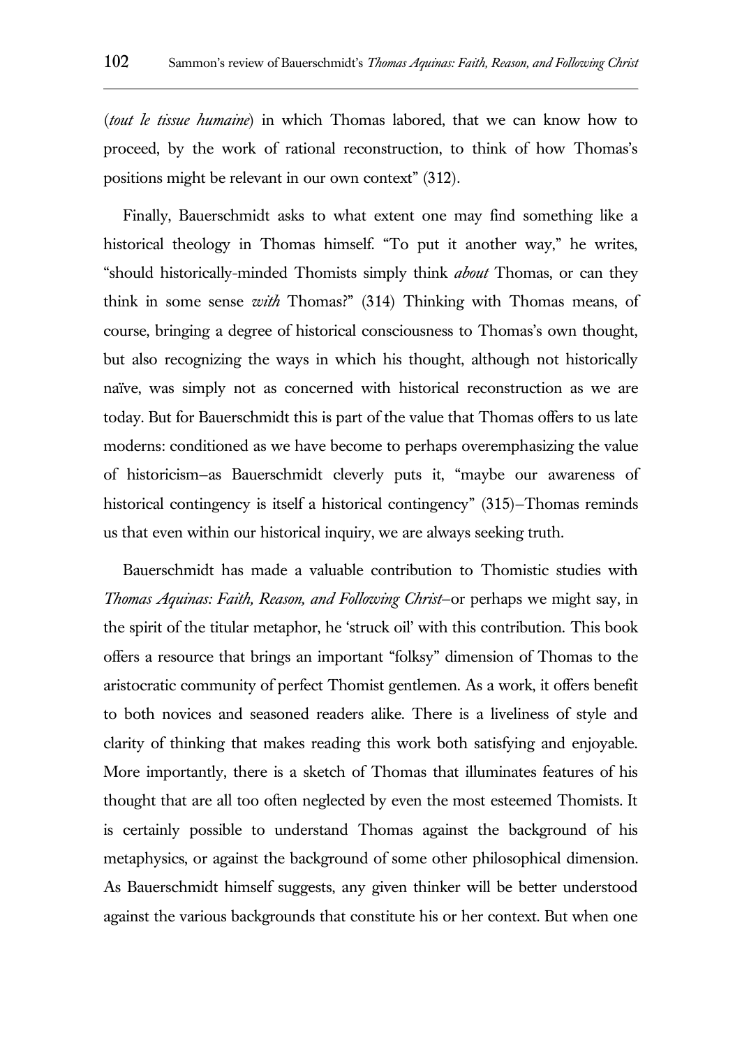(*tout le tissue humaine*) in which Thomas labored, that we can know how to proceed, by the work of rational reconstruction, to think of how Thomas's positions might be relevant in our own context" (312).

Finally, Bauerschmidt asks to what extent one may find something like a historical theology in Thomas himself. "To put it another way," he writes, "should historically-minded Thomists simply think *about* Thomas, or can they think in some sense *with* Thomas?" (314) Thinking with Thomas means, of course, bringing a degree of historical consciousness to Thomas's own thought, but also recognizing the ways in which his thought, although not historically naïve, was simply not as concerned with historical reconstruction as we are today. But for Bauerschmidt this is part of the value that Thomas offers to us late moderns: conditioned as we have become to perhaps overemphasizing the value of historicism—as Bauerschmidt cleverly puts it, "maybe our awareness of historical contingency is itself a historical contingency" (315)—Thomas reminds us that even within our historical inquiry, we are always seeking truth.

Bauerschmidt has made a valuable contribution to Thomistic studies with *Thomas Aquinas: Faith, Reason, and Following Christ*—or perhaps we might say, in the spirit of the titular metaphor, he 'struck oil' with this contribution. This book offers a resource that brings an important "folksy" dimension of Thomas to the aristocratic community of perfect Thomist gentlemen. As a work, it offers benefit to both novices and seasoned readers alike. There is a liveliness of style and clarity of thinking that makes reading this work both satisfying and enjoyable. More importantly, there is a sketch of Thomas that illuminates features of his thought that are all too often neglected by even the most esteemed Thomists. It is certainly possible to understand Thomas against the background of his metaphysics, or against the background of some other philosophical dimension. As Bauerschmidt himself suggests, any given thinker will be better understood against the various backgrounds that constitute his or her context. But when one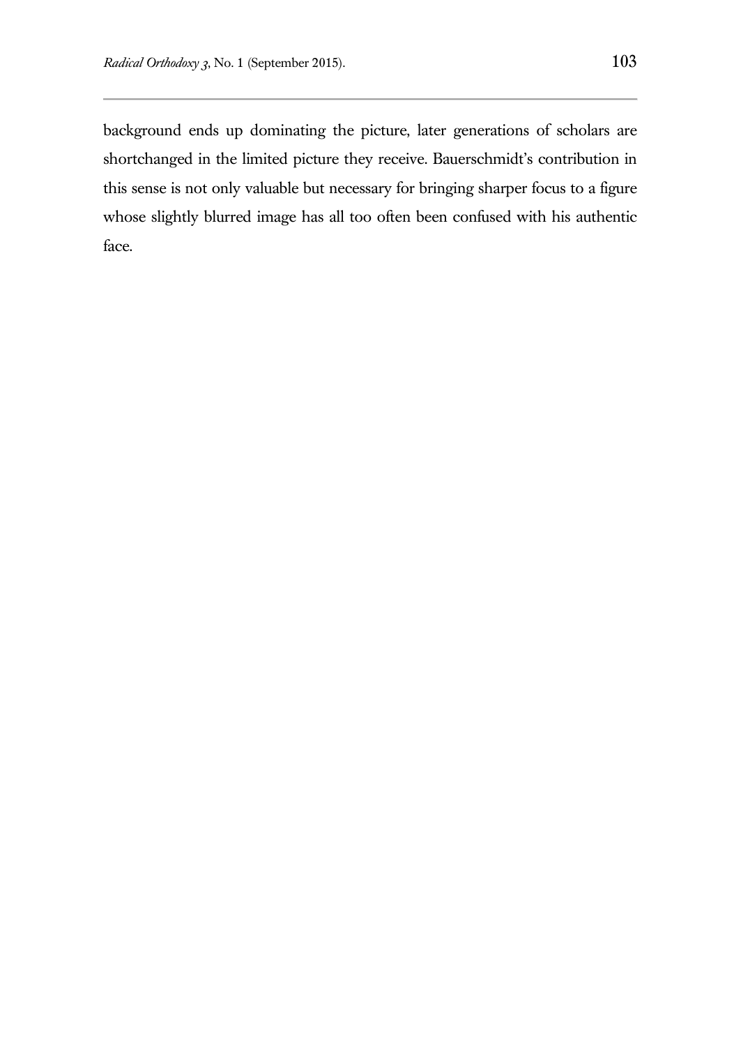background ends up dominating the picture, later generations of scholars are shortchanged in the limited picture they receive. Bauerschmidt's contribution in this sense is not only valuable but necessary for bringing sharper focus to a figure whose slightly blurred image has all too often been confused with his authentic face.